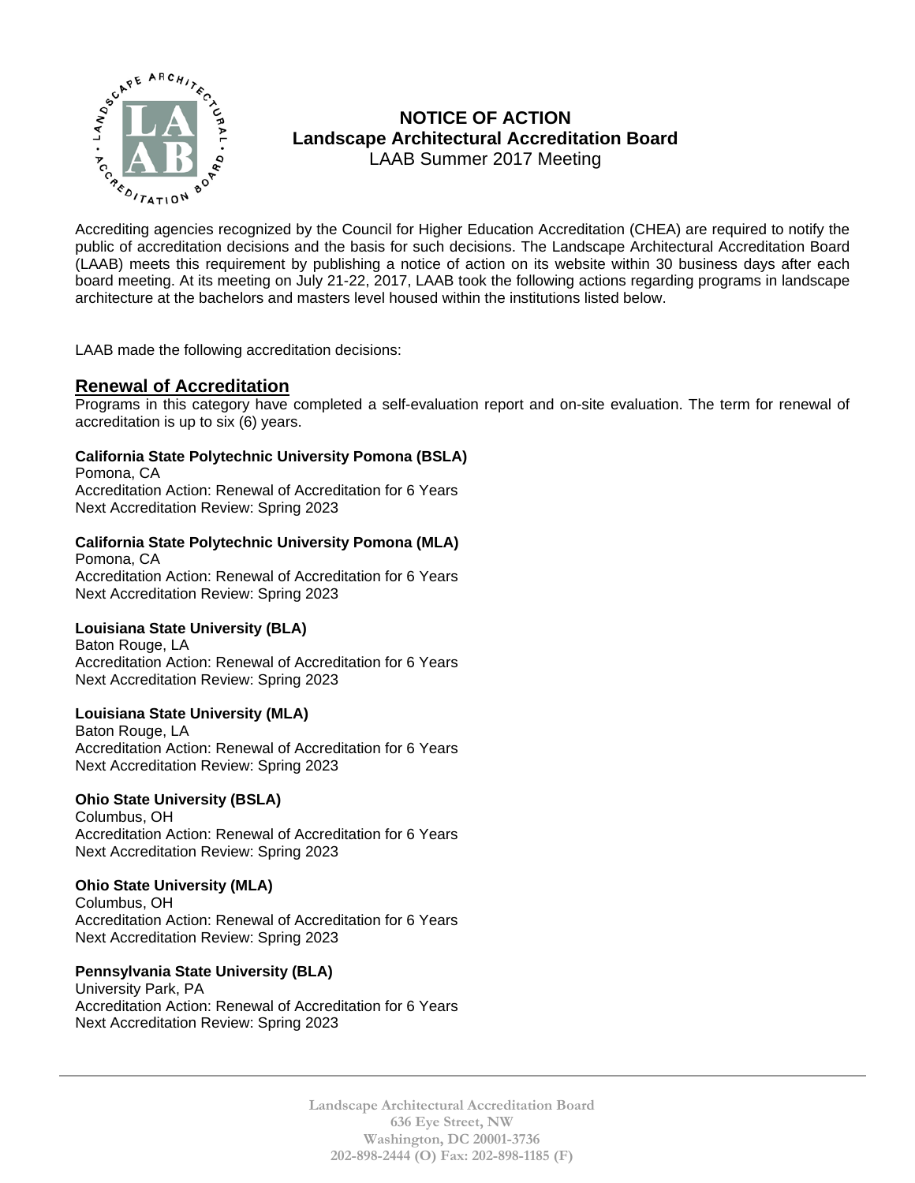# NOTICE OF ACTION
## Landscape Architectural Accreditation Board
LAAB Summer 2017 Meeting

Accrediting agencies recognized by the Council for Higher Education Accreditation (CHEA) are required to notify the public of accreditation decisions and the basis for such decisions. The Landscape Architectural Accreditation Board (LAAB) meets this requirement by publishing a notice of action on its website within 30 business days after each board meeting. At its meeting on July 21-22, 2017, LAAB took the following actions regarding programs in landscape architecture at the bachelors and masters level housed within the institutions listed below.

LAAB made the following accreditation decisions:

## Renewal of Accreditation

Programs in this category have completed a self-evaluation report and on-site evaluation. The term for renewal of accreditation is up to six (6) years.

**California State Polytechnic University Pomona (BSLA)**
Pomona, CA
Accreditation Action: Renewal of Accreditation for 6 Years
Next Accreditation Review: Spring 2023

**California State Polytechnic University Pomona (MLA)**
Pomona, CA
Accreditation Action: Renewal of Accreditation for 6 Years
Next Accreditation Review: Spring 2023

**Louisiana State University (BLA)**
Baton Rouge, LA
Accreditation Action: Renewal of Accreditation for 6 Years
Next Accreditation Review: Spring 2023

**Louisiana State University (MLA)**
Baton Rouge, LA
Accreditation Action: Renewal of Accreditation for 6 Years
Next Accreditation Review: Spring 2023

**Ohio State University (BSLA)**
Columbus, OH
Accreditation Action: Renewal of Accreditation for 6 Years
Next Accreditation Review: Spring 2023

**Ohio State University (MLA)**
Columbus, OH
Accreditation Action: Renewal of Accreditation for 6 Years
Next Accreditation Review: Spring 2023

**Pennsylvania State University (BLA)**
University Park, PA
Accreditation Action: Renewal of Accreditation for 6 Years
Next Accreditation Review: Spring 2023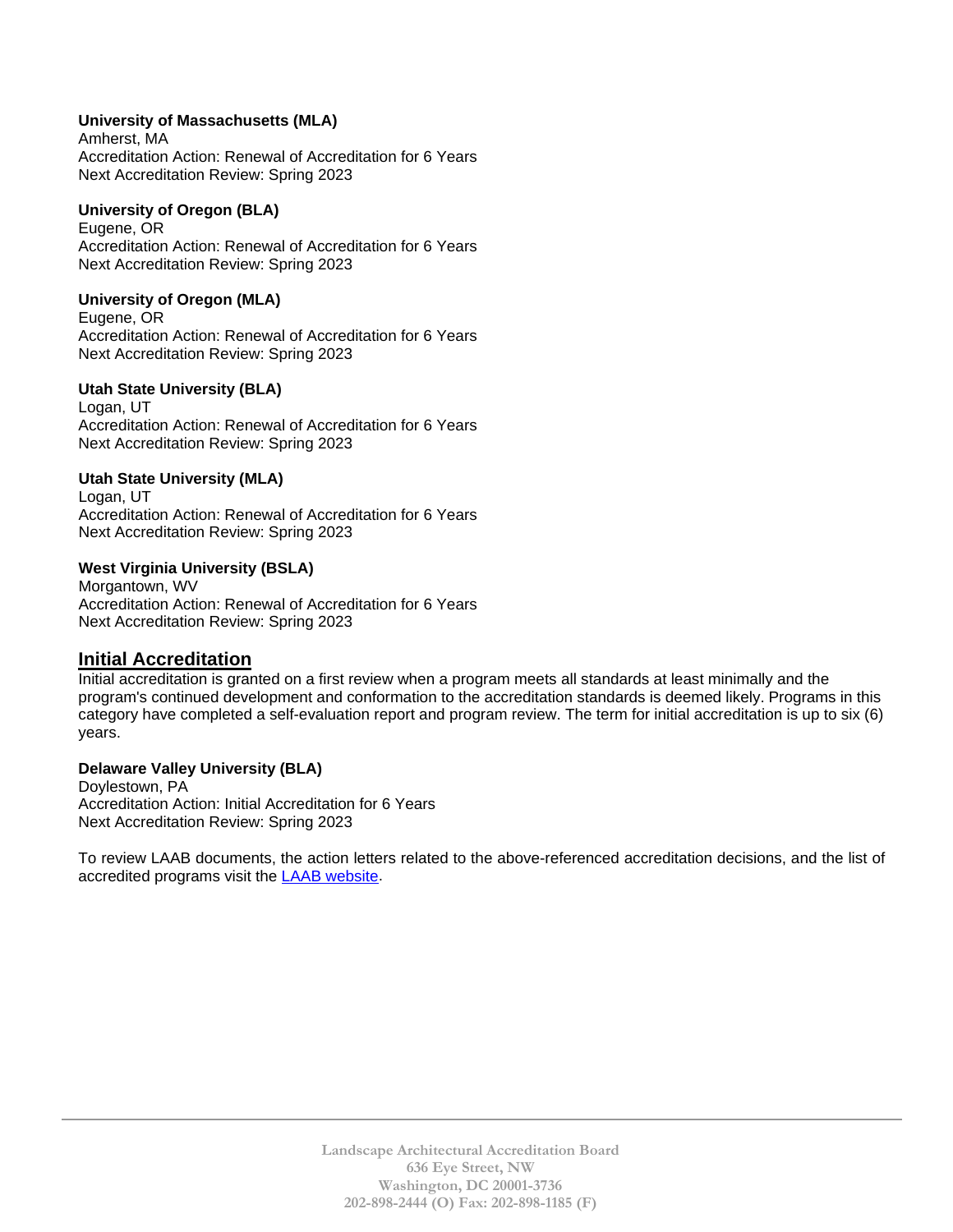**University of Massachusetts (MLA)**
Amherst, MA
Accreditation Action: Renewal of Accreditation for 6 Years
Next Accreditation Review: Spring 2023

**University of Oregon (BLA)**
Eugene, OR
Accreditation Action: Renewal of Accreditation for 6 Years
Next Accreditation Review: Spring 2023

**University of Oregon (MLA)**
Eugene, OR
Accreditation Action: Renewal of Accreditation for 6 Years
Next Accreditation Review: Spring 2023

**Utah State University (BLA)**
Logan, UT
Accreditation Action: Renewal of Accreditation for 6 Years
Next Accreditation Review: Spring 2023

**Utah State University (MLA)**
Logan, UT
Accreditation Action: Renewal of Accreditation for 6 Years
Next Accreditation Review: Spring 2023

**West Virginia University (BSLA)**
Morgantown, WV
Accreditation Action: Renewal of Accreditation for 6 Years
Next Accreditation Review: Spring 2023

## Initial Accreditation

Initial accreditation is granted on a first review when a program meets all standards at least minimally and the program's continued development and conformation to the accreditation standards is deemed likely. Programs in this category have completed a self-evaluation report and program review. The term for initial accreditation is up to six (6) years.

**Delaware Valley University (BLA)**
Doylestown, PA
Accreditation Action: Initial Accreditation for 6 Years
Next Accreditation Review: Spring 2023

To review LAAB documents, the action letters related to the above-referenced accreditation decisions, and the list of accredited programs visit the LAAB website.